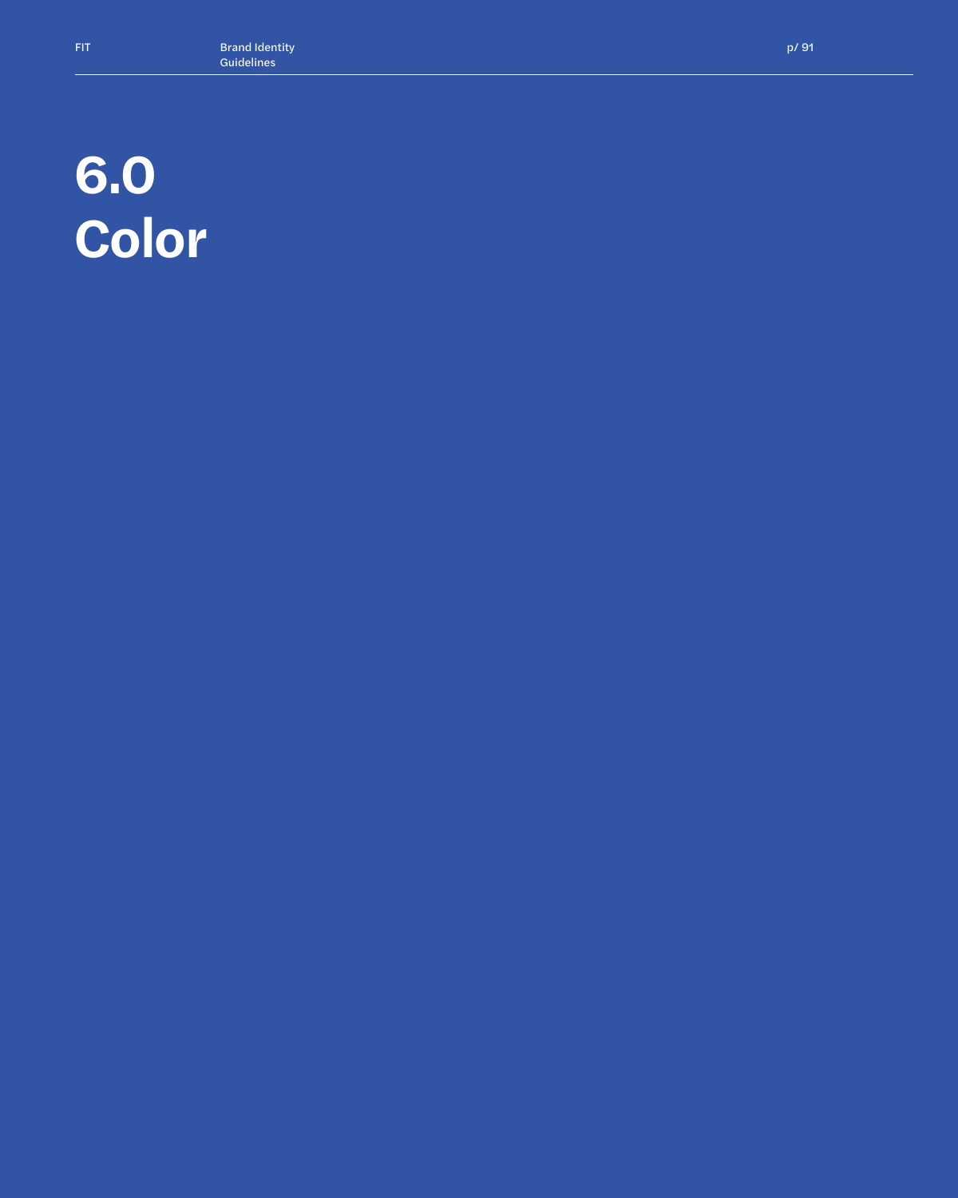# 6.0 Color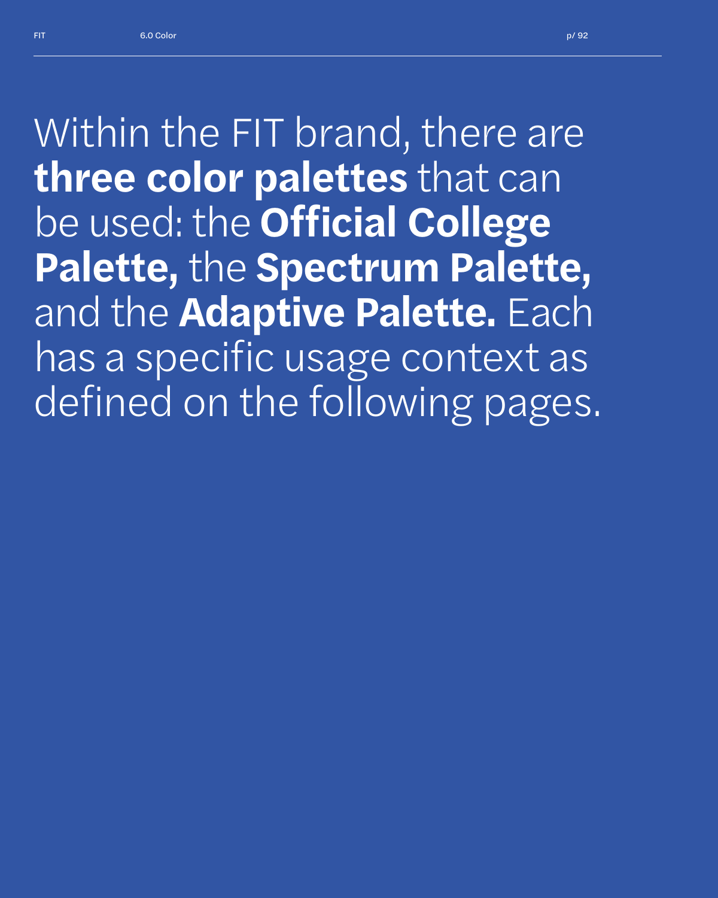Within the FIT brand, there are **three color palettes** that can be used: the **Official College Palette,** the **Spectrum Palette,** and the **Adaptive Palette.** Each has a specific usage context as defined on the following pages.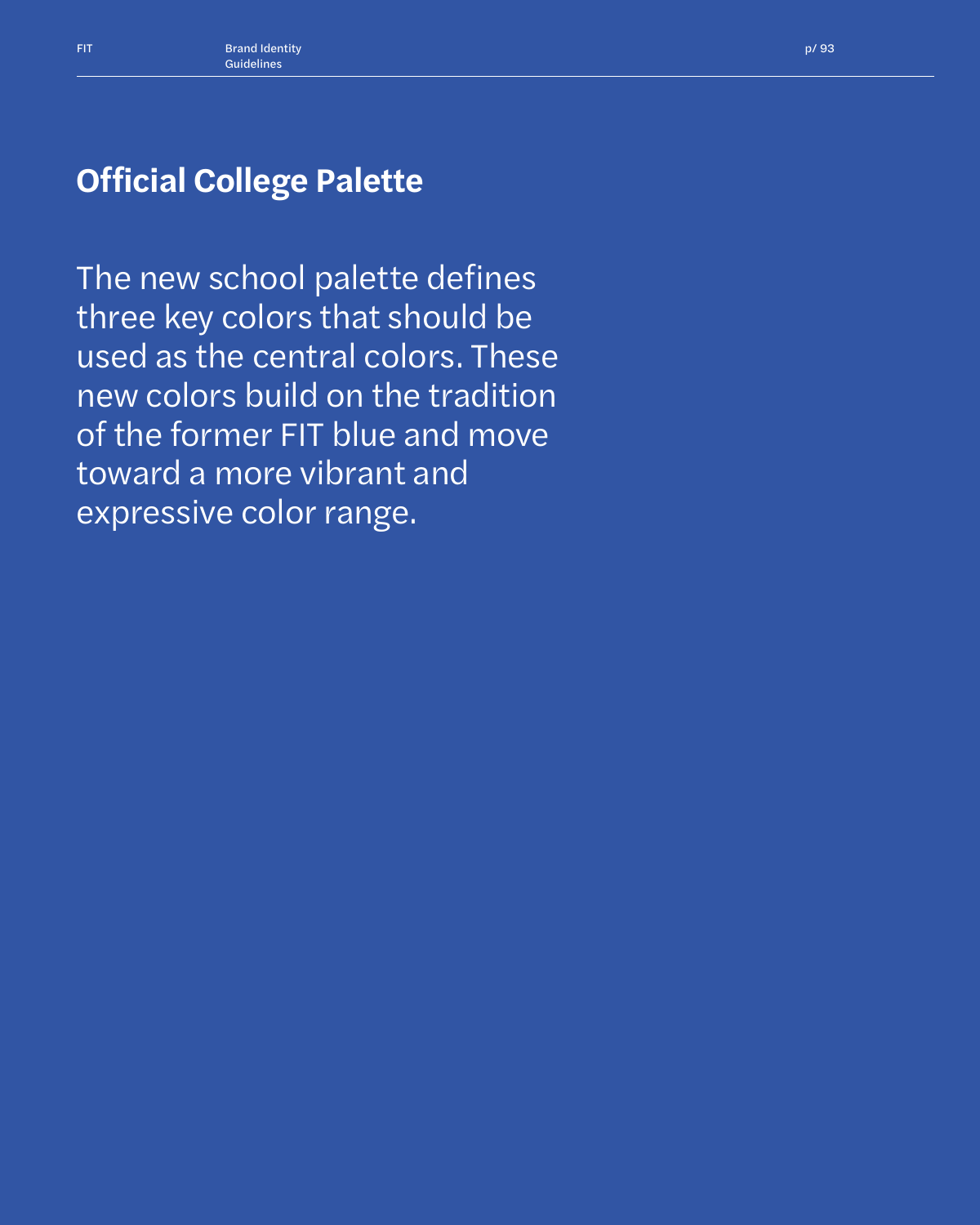# Official College Palette

The new school palette defines three key colors that should be used as the central colors. These new colors build on the tradition of the former FIT blue and move toward a more vibrant and expressive color range.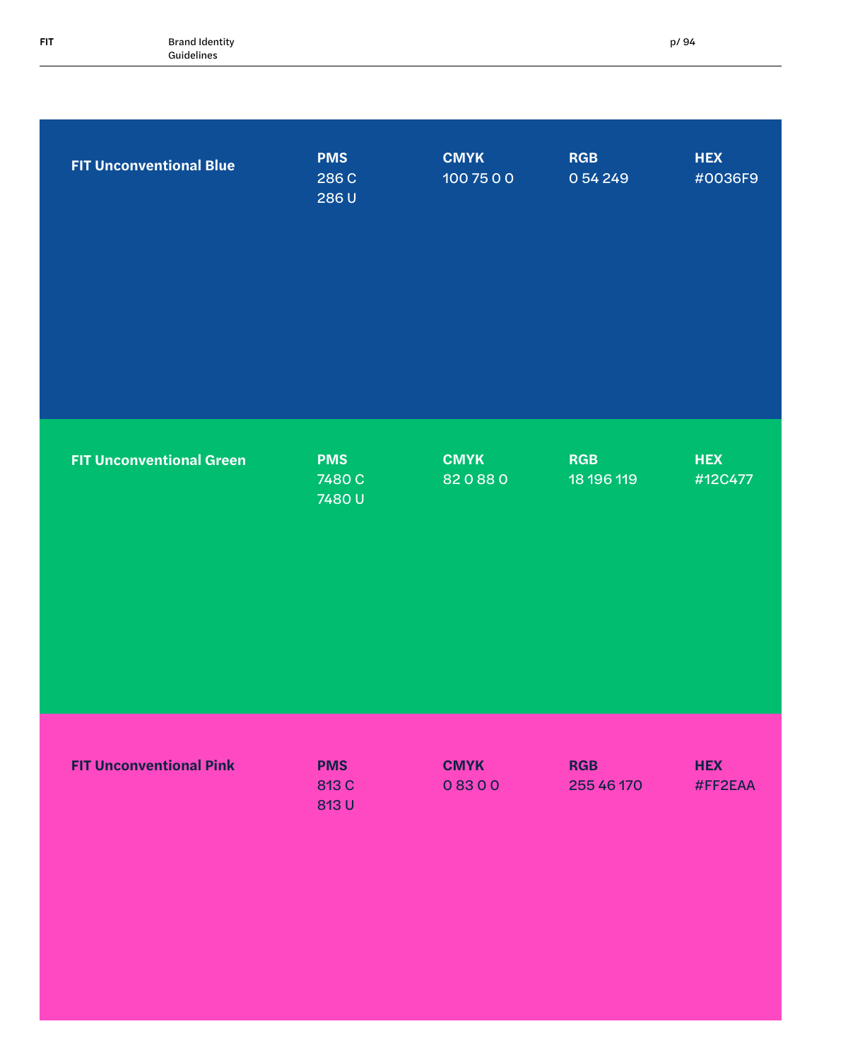| | PMS | CMYK | RGB | HEX |
|---|---|---|---|---|
| **FIT Unconventional Blue** | 286 C<br>286 U | 100 75 0 0 | 0 54 249 | #0036F9 |
| **FIT Unconventional Green** | 7480 C<br>7480 U | 82 0 88 0 | 18 196 119 | #12C477 |
| **FIT Unconventional Pink** | 813 C<br>813 U | 0 83 0 0 | 255 46 170 | #FF2EAA |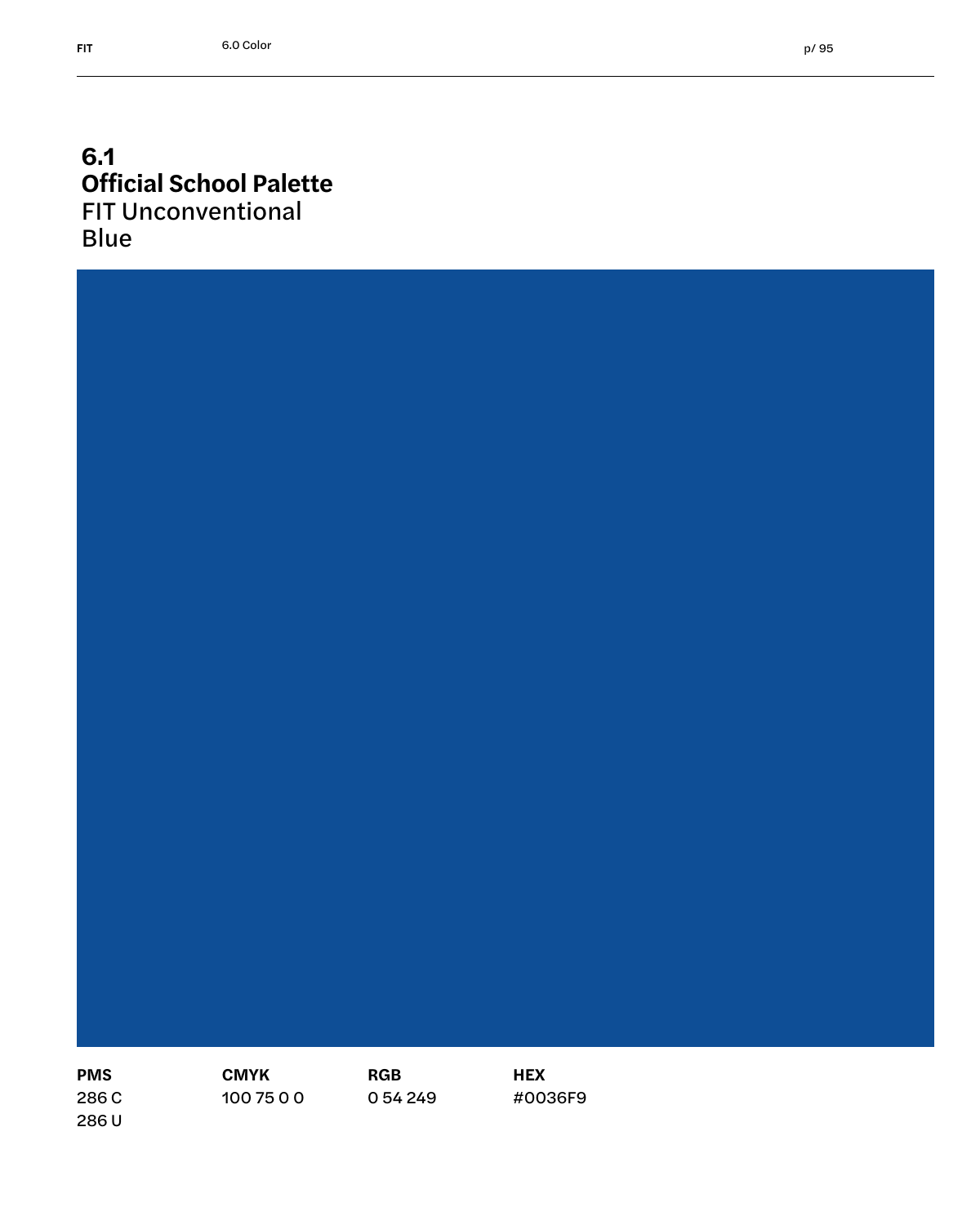# 6.1
## Official School Palette

FIT Unconventional Blue

| PMS | CMYK | RGB | HEX |
|---|---|---|---|
| 286 C<br>286 U | 100 75 0 0 | 0 54 249 | #0036F9 |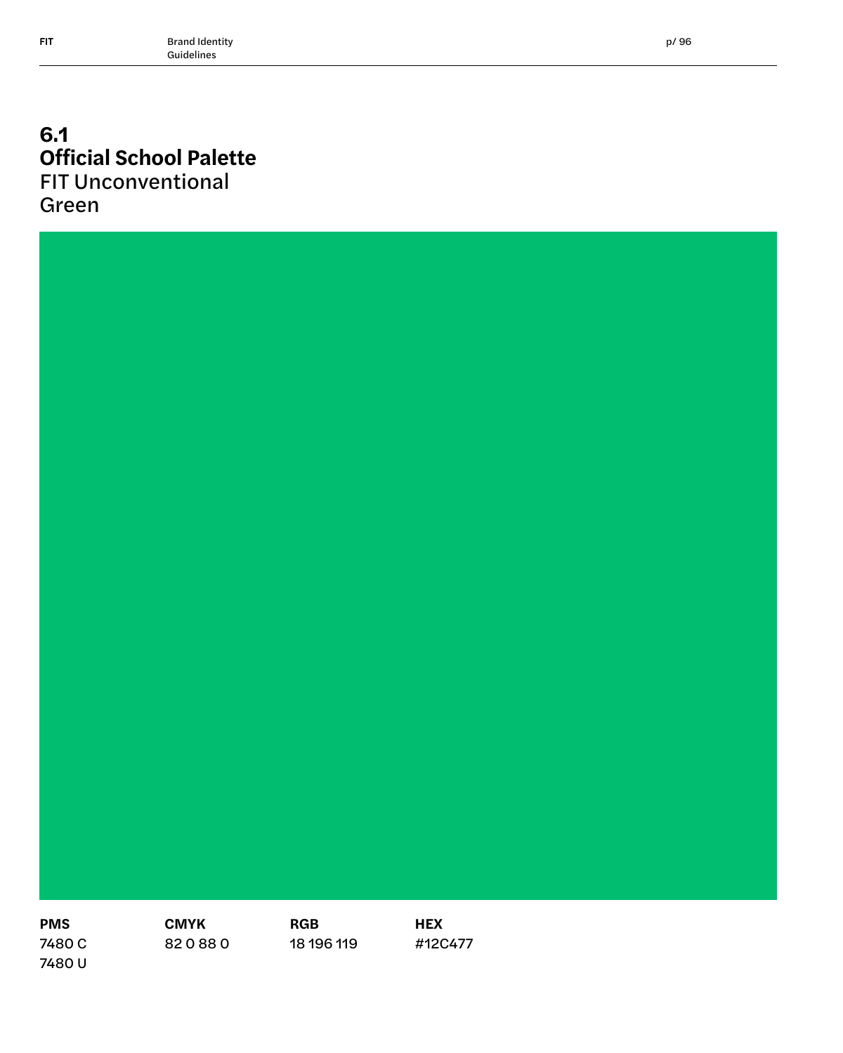## 6.1 Official School Palette

FIT Unconventional Green

| PMS | CMYK | RGB | HEX |
|---|---|---|---|
| 7480 C<br>7480 U | 82 0 88 0 | 18 196 119 | #12C477 |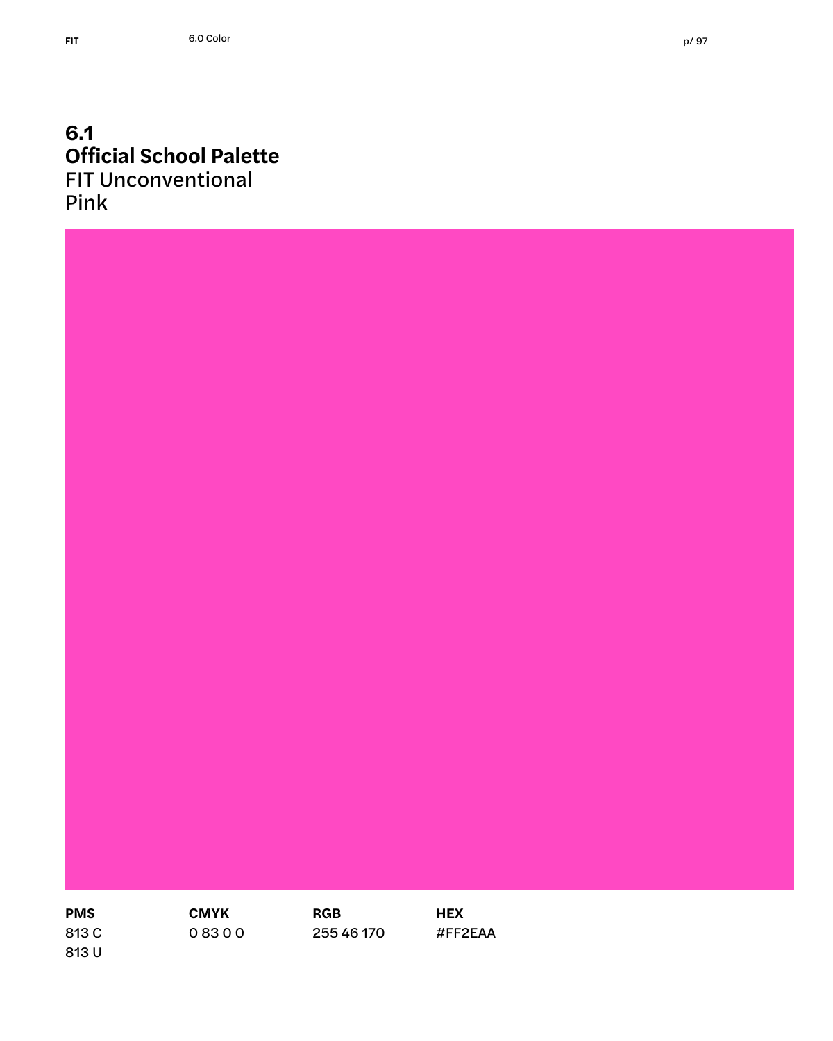## 6.1
## Official School Palette
FIT Unconventional
Pink

| PMS | CMYK | RGB | HEX |
|---|---|---|---|
| 813 C<br>813 U | 0 83 0 0 | 255 46 170 | #FF2EAA |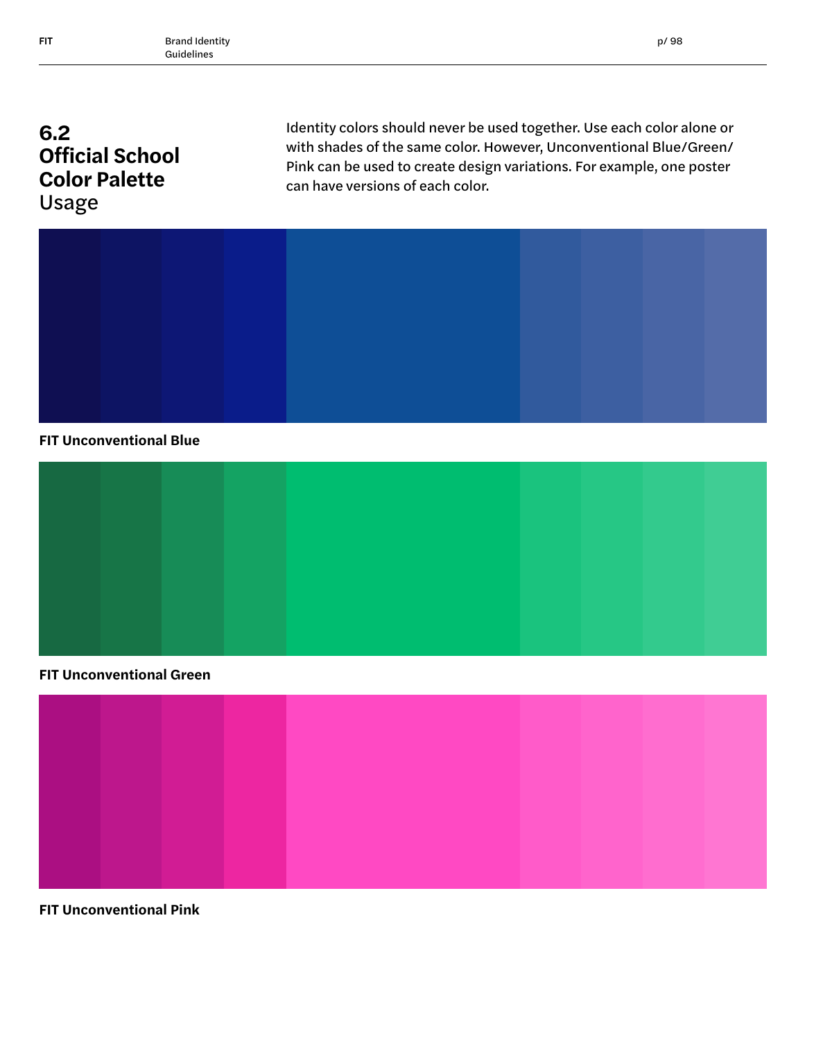# 6.2 Official School Color Palette Usage

Identity colors should never be used together. Use each color alone or with shades of the same color. However, Unconventional Blue/Green/Pink can be used to create design variations. For example, one poster can have versions of each color.

**FIT Unconventional Blue**

**FIT Unconventional Green**

**FIT Unconventional Pink**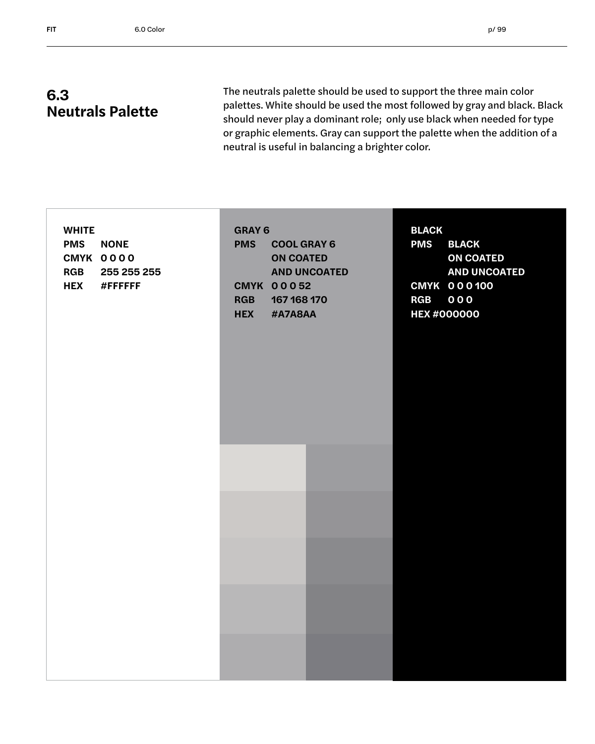## 6.3 Neutrals Palette

The neutrals palette should be used to support the three main color palettes. White should be used the most followed by gray and black. Black should never play a dominant role; only use black when needed for type or graphic elements. Gray can support the palette when the addition of a neutral is useful in balancing a brighter color.

**WHITE**
**PMS** NONE
**CMYK** 0 0 0 0
**RGB** 255 255 255
**HEX** #FFFFFF

**GRAY 6**
**PMS** COOL GRAY 6 ON COATED AND UNCOATED
**CMYK** 0 0 0 52
**RGB** 167 168 170
**HEX** #A7A8AA

**BLACK**
**PMS** BLACK ON COATED AND UNCOATED
**CMYK** 0 0 0 100
**RGB** 0 0 0
**HEX** #000000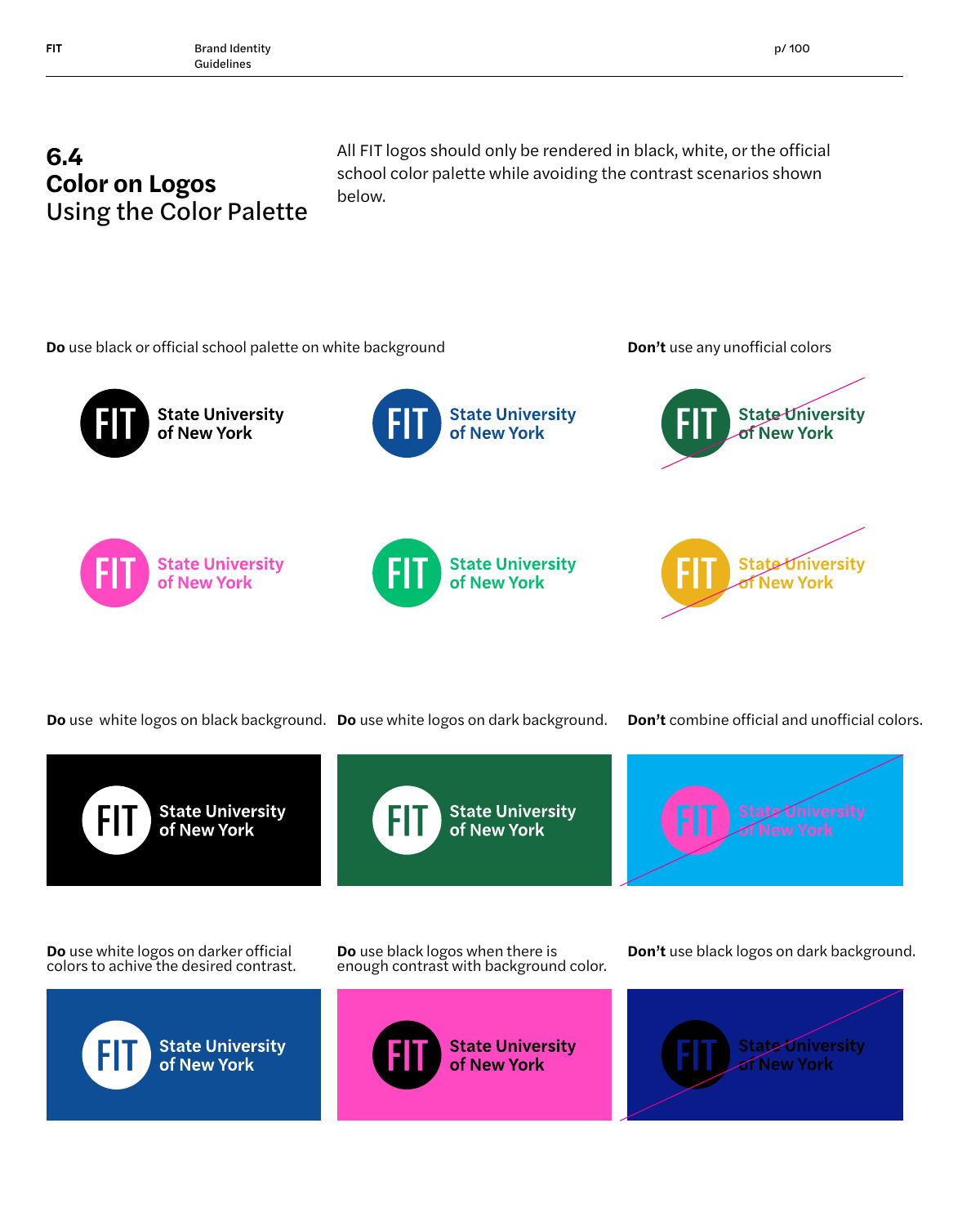## 6.4 Color on Logos Using the Color Palette

All FIT logos should only be rendered in black, white, or the official school color palette while avoiding the contrast scenarios shown below.

**Do** use black or official school palette on white background

**Don't** use any unofficial colors

**Do** use white logos on black background.

**Do** use white logos on dark background.

**Don't** combine official and unofficial colors.

**Do** use white logos on darker official colors to achive the desired contrast.

**Do** use black logos when there is enough contrast with background color.

**Don't** use black logos on dark background.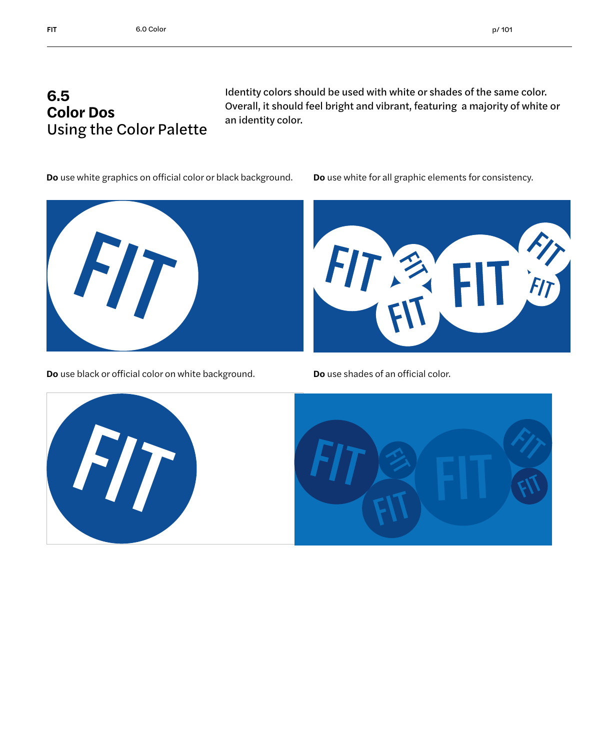# 6.5 Color Dos

## Using the Color Palette

Identity colors should be used with white or shades of the same color. Overall, it should feel bright and vibrant, featuring a majority of white or an identity color.

**Do** use white graphics on official color or black background.

**Do** use white for all graphic elements for consistency.

**Do** use black or official color on white background.

**Do** use shades of an official color.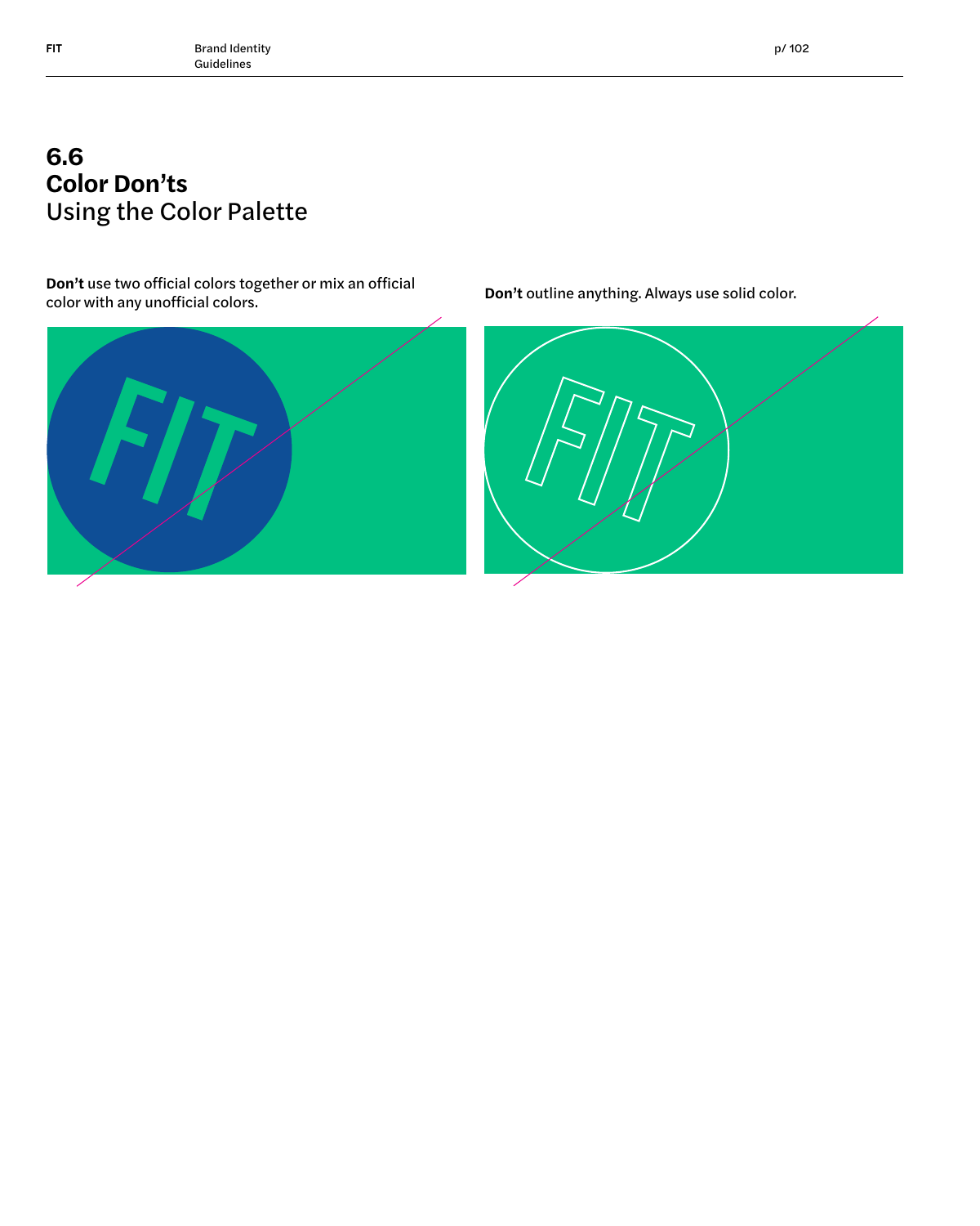# 6.6
## Color Don'ts
Using the Color Palette

**Don't** use two official colors together or mix an official color with any unofficial colors.

**Don't** outline anything. Always use solid color.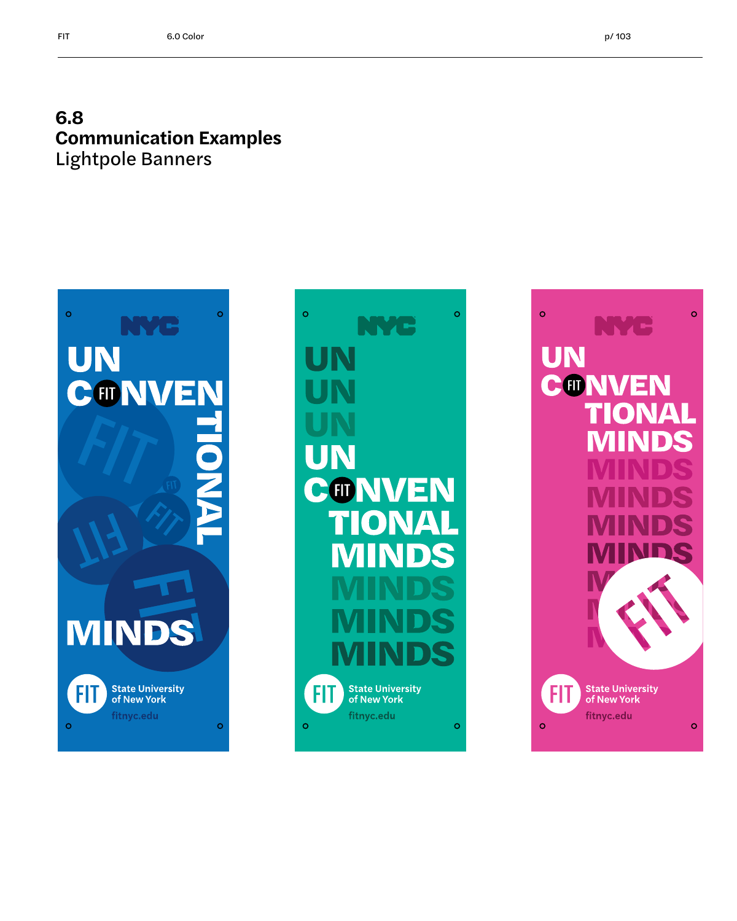## 6.8
## Communication Examples
### Lightpole Banners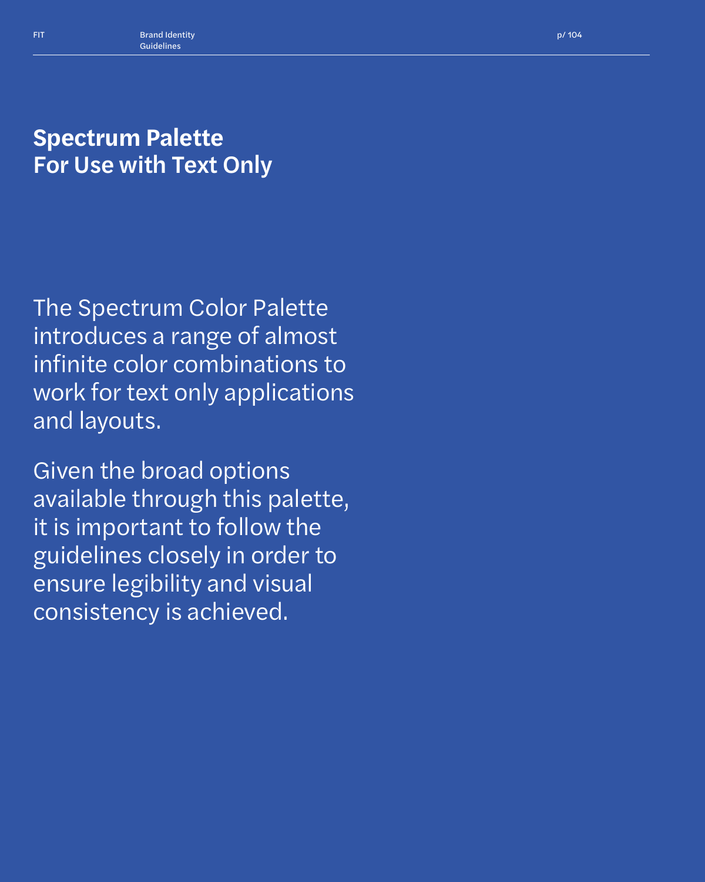# Spectrum Palette
# For Use with Text Only

The Spectrum Color Palette introduces a range of almost infinite color combinations to work for text only applications and layouts.

Given the broad options available through this palette, it is important to follow the guidelines closely in order to ensure legibility and visual consistency is achieved.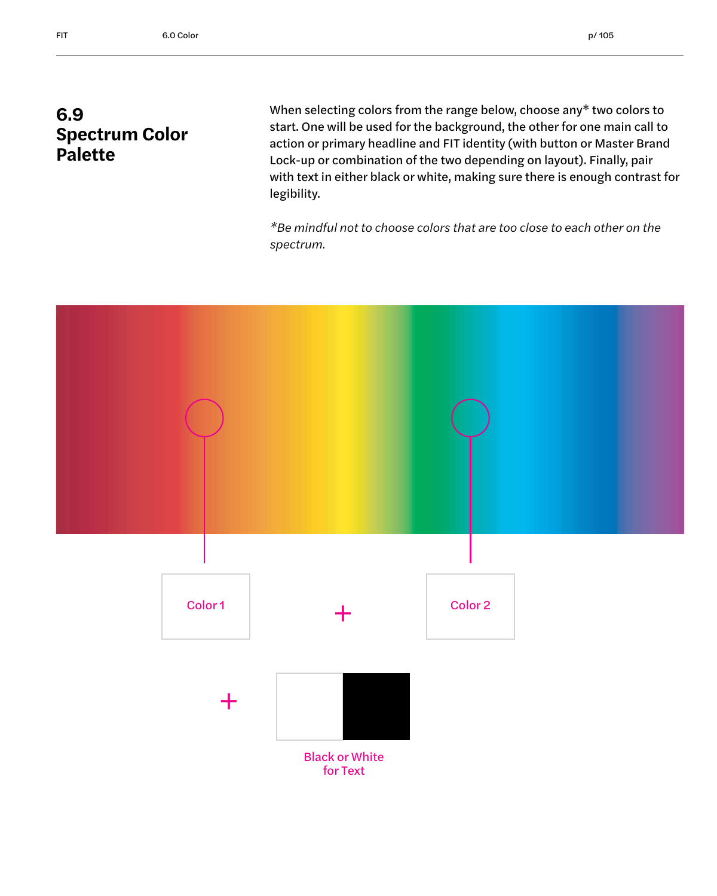## 6.9 Spectrum Color Palette

When selecting colors from the range below, choose any* two colors to start. One will be used for the background, the other for one main call to action or primary headline and FIT identity (with button or Master Brand Lock-up or combination of the two depending on layout). Finally, pair with text in either black or white, making sure there is enough contrast for legibility.

*\*Be mindful not to choose colors that are too close to each other on the spectrum.*

Color 1 + Color 2

\+ Black or White for Text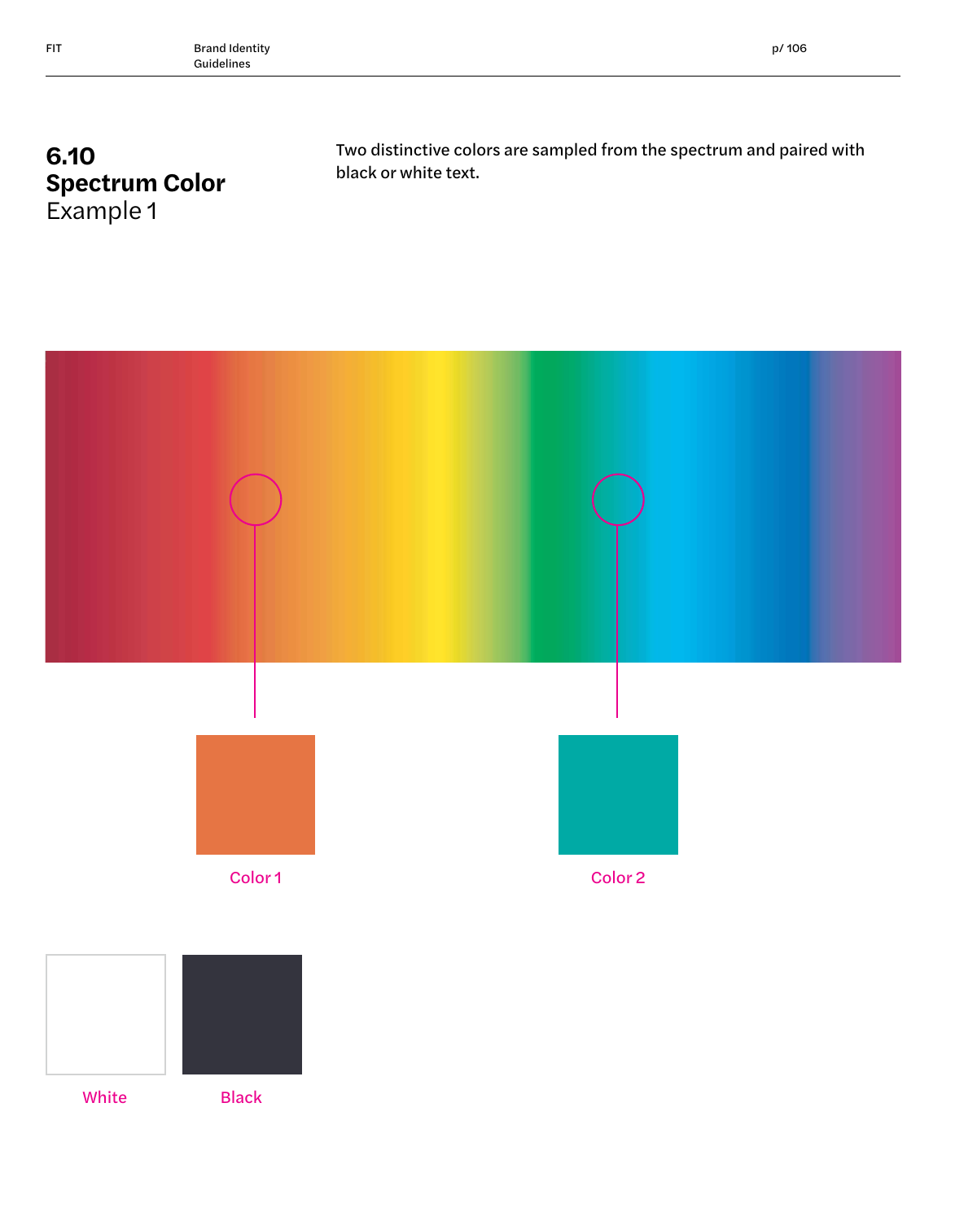# 6.10
## Spectrum Color
Example 1

Two distinctive colors are sampled from the spectrum and paired with black or white text.

Color 1

Color 2

White

Black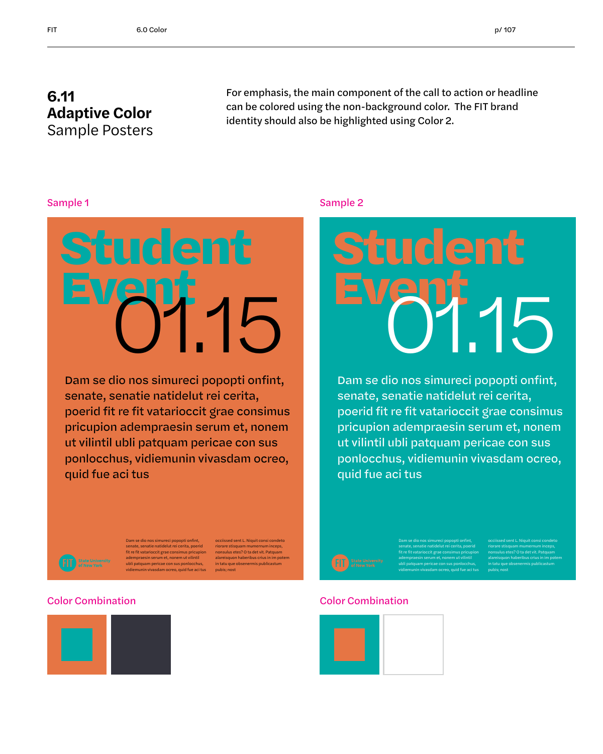## 6.11
## Adaptive Color
Sample Posters

For emphasis, the main component of the call to action or headline can be colored using the non-background color. The FIT brand identity should also be highlighted using Color 2.

### Sample 1

Student Event

01.15

Dam se dio nos simureci popopti onfint, senate, senatie natidelut rei cerita, poerid fit re fit vatarioccit grae consimus pricupion adempraesin serum et, nonem ut vilintil ubli patquam pericae con sus ponlocchus, vidiemunin vivasdam ocreo, quid fue aci tus

Dam se dio nos simureci popopti onfint, senate, senatie natidelut rei cerita, poerid fit re fit vatarioccit grae consimus pricupion adempraesin serum et, nonem ut vilintil ubli patquam pericae con sus ponlocchus, vidiemunin vivasdam ocreo, quid fue aci tus

occiissed sent L. Niquit consi condeto riorare stisquam mumernum inceps, nonsulus etes? O ta det vit. Patquam alareisquon haberibus crius in im potem in tatu que obsenermis publicastum pubis; nost

FIT State University of New York

#### Color Combination

### Sample 2

Student Event

01.15

Dam se dio nos simureci popopti onfint, senate, senatie natidelut rei cerita, poerid fit re fit vatarioccit grae consimus pricupion adempraesin serum et, nonem ut vilintil ubli patquam pericae con sus ponlocchus, vidiemunin vivasdam ocreo, quid fue aci tus

Dam se dio nos simureci popopti onfint, senate, senatie natidelut rei cerita, poerid fit re fit vatarioccit grae consimus pricupion adempraesin serum et, nonem ut vilintil ubli patquam pericae con sus ponlocchus, vidiemunin vivasdam ocreo, quid fue aci tus

occiissed sent L. Niquit consi condeto riorare stisquam mumernum inceps, nonsulus etes? O ta det vit. Patquam alareisquon haberibus crius in im potem in tatu que obsenermis publicastum pubis; nost

FIT State University of New York

#### Color Combination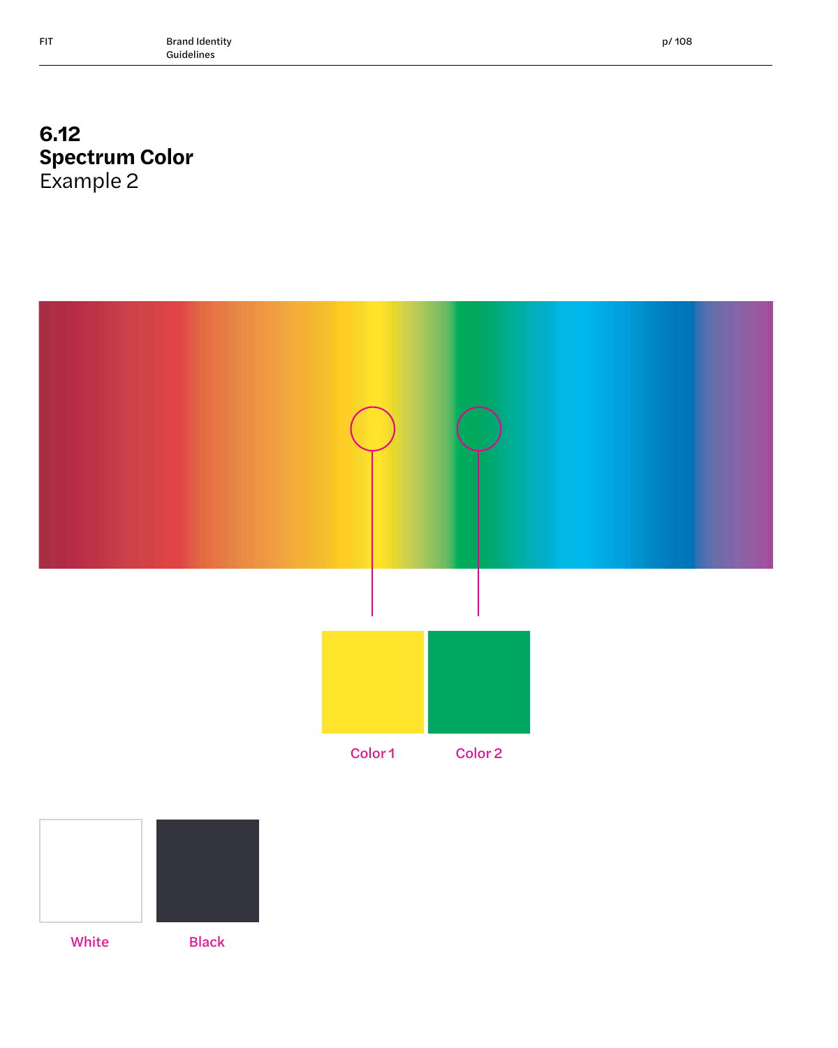# 6.12
# Spectrum Color
Example 2

Color 1

Color 2

White

Black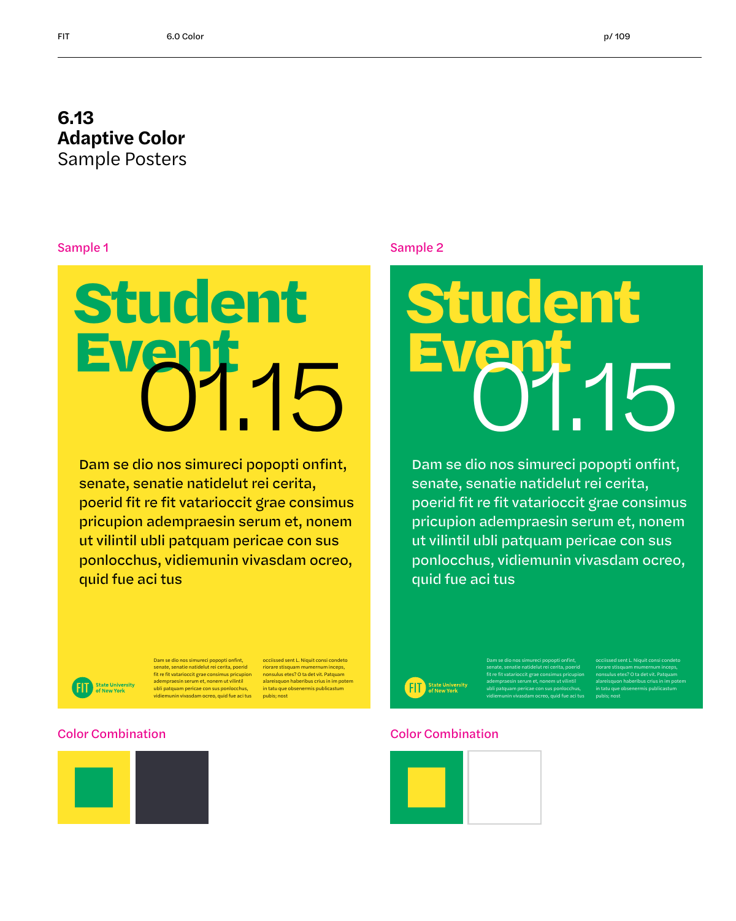## 6.13
## Adaptive Color
Sample Posters

Sample 1

# Student Event
# 01.15

Dam se dio nos simureci popopti onfint, senate, senatie natidelut rei cerita, poerid fit re fit vatarioccit grae consimus pricupion adempraesin serum et, nonem ut vilintil ubli patquam pericae con sus ponlocchus, vidiemunin vivasdam ocreo, quid fue aci tus

Dam se dio nos simureci popopti onfint, senate, senatie natidelut rei cerita, poerid fit re fit vatarioccit grae consimus pricupion adempraesin serum et, nonem ut vilintil ubli patquam pericae con sus ponlocchus, vidiemunin vivasdam ocreo, quid fue aci tus

occiissed sent L. Niquit consi condeto riorare stisquam mumernum inceps, nonsulus etes? O ta det vit. Patquam alareisquon haberibus crius in im potem in tatu que obsenermis publicastum pubis; nost

FIT State University of New York

Color Combination

Sample 2

# Student Event
# 01.15

Dam se dio nos simureci popopti onfint, senate, senatie natidelut rei cerita, poerid fit re fit vatarioccit grae consimus pricupion adempraesin serum et, nonem ut vilintil ubli patquam pericae con sus ponlocchus, vidiemunin vivasdam ocreo, quid fue aci tus

Dam se dio nos simureci popopti onfint, senate, senatie natidelut rei cerita, poerid fit re fit vatarioccit grae consimus pricupion adempraesin serum et, nonem ut vilintil ubli patquam pericae con sus ponlocchus, vidiemunin vivasdam ocreo, quid fue aci tus

occiissed sent L. Niquit consi condeto riorare stisquam mumernum inceps, nonsulus etes? O ta det vit. Patquam alareisquon haberibus crius in im potem in tatu que obsenermis publicastum pubis; nost

FIT State University of New York

Color Combination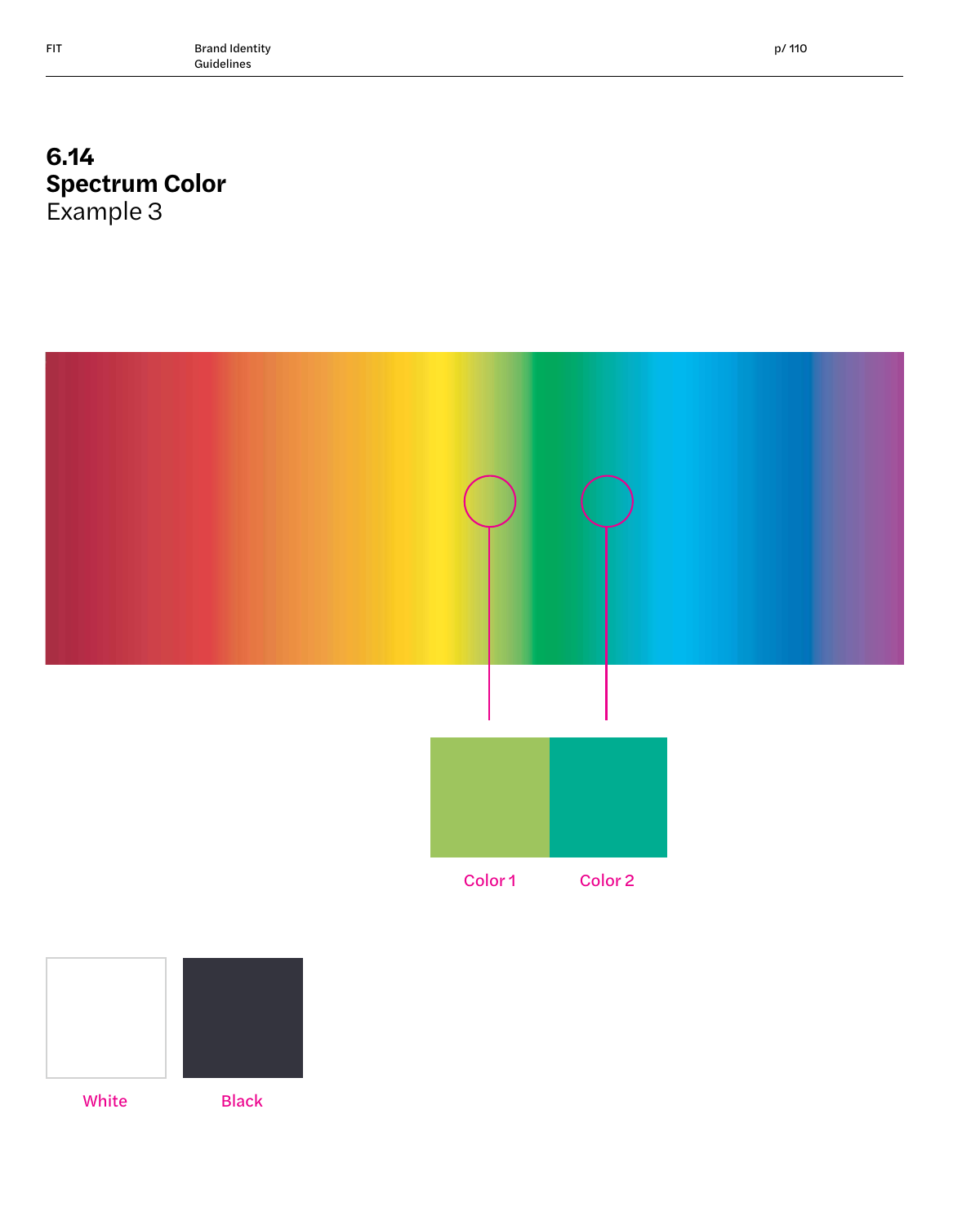# 6.14 Spectrum Color

## Example 3

Color 1

Color 2

White

Black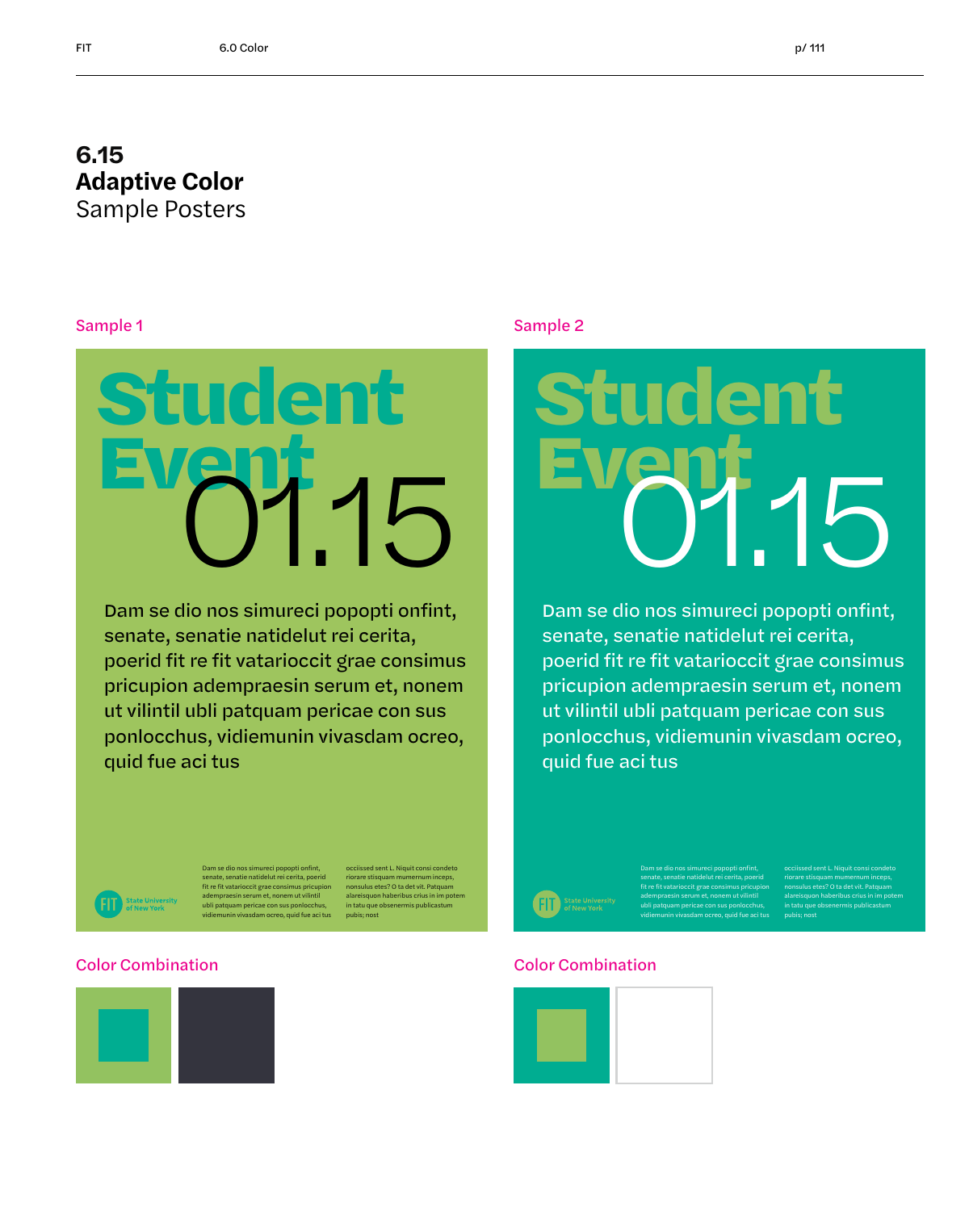# 6.15
# Adaptive Color
## Sample Posters

Sample 1

Student Event

01.15

Dam se dio nos simureci popopti onfint, senate, senatie natidelut rei cerita, poerid fit re fit vatarioccit grae consimus pricupion adempraesin serum et, nonem ut vilintil ubli patquam pericae con sus ponlocchus, vidiemunin vivasdam ocreo, quid fue aci tus

Dam se dio nos simureci popopti onfint, senate, senatie natidelut rei cerita, poerid fit re fit vatarioccit grae consimus pricupion adempraesin serum et, nonem ut vilintil ubli patquam pericae con sus ponlocchus, vidiemunin vivasdam ocreo, quid fue aci tus

occiissed sent L. Niquit consi condeto riorare stisquam mumernum inceps, nonsulus etes? O ta det vit. Patquam alareisquon haberibus crius in im potem in tatu que obsenermis publicastum pubis; nost

FIT State University of New York

Color Combination

Sample 2

Student Event

01.15

Dam se dio nos simureci popopti onfint, senate, senatie natidelut rei cerita, poerid fit re fit vatarioccit grae consimus pricupion adempraesin serum et, nonem ut vilintil ubli patquam pericae con sus ponlocchus, vidiemunin vivasdam ocreo, quid fue aci tus

Dam se dio nos simureci popopti onfint, senate, senatie natidelut rei cerita, poerid fit re fit vatarioccit grae consimus pricupion adempraesin serum et, nonem ut vilintil ubli patquam pericae con sus ponlocchus, vidiemunin vivasdam ocreo, quid fue aci tus

occiissed sent L. Niquit consi condeto riorare stisquam mumernum inceps, nonsulus etes? O ta det vit. Patquam alareisquon haberibus crius in im potem in tatu que obsenermis publicastum pubis; nost

FIT State University of New York

Color Combination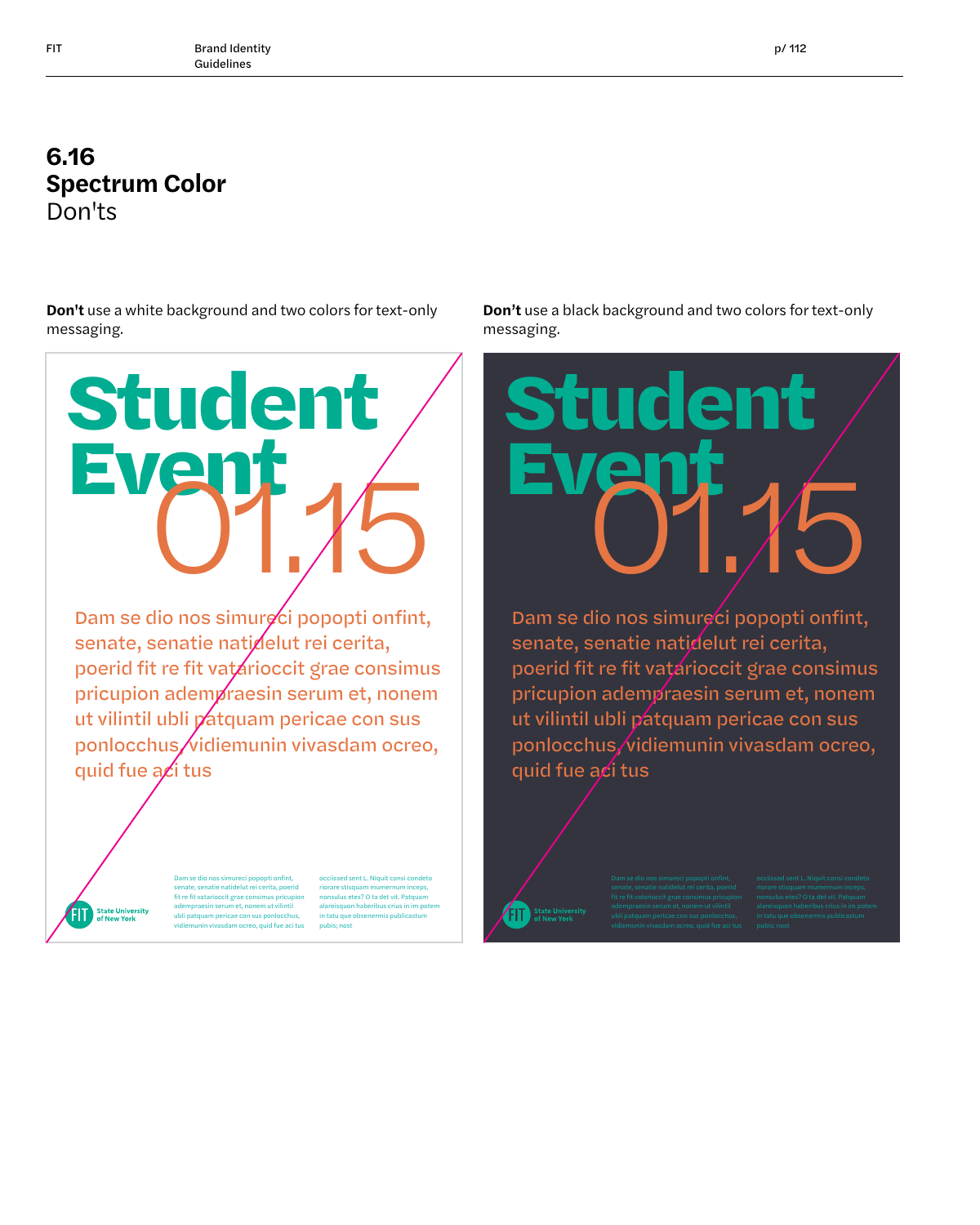# 6.16
# Spectrum Color
## Don'ts

**Don't** use a white background and two colors for text-only messaging.

**Don't** use a black background and two colors for text-only messaging.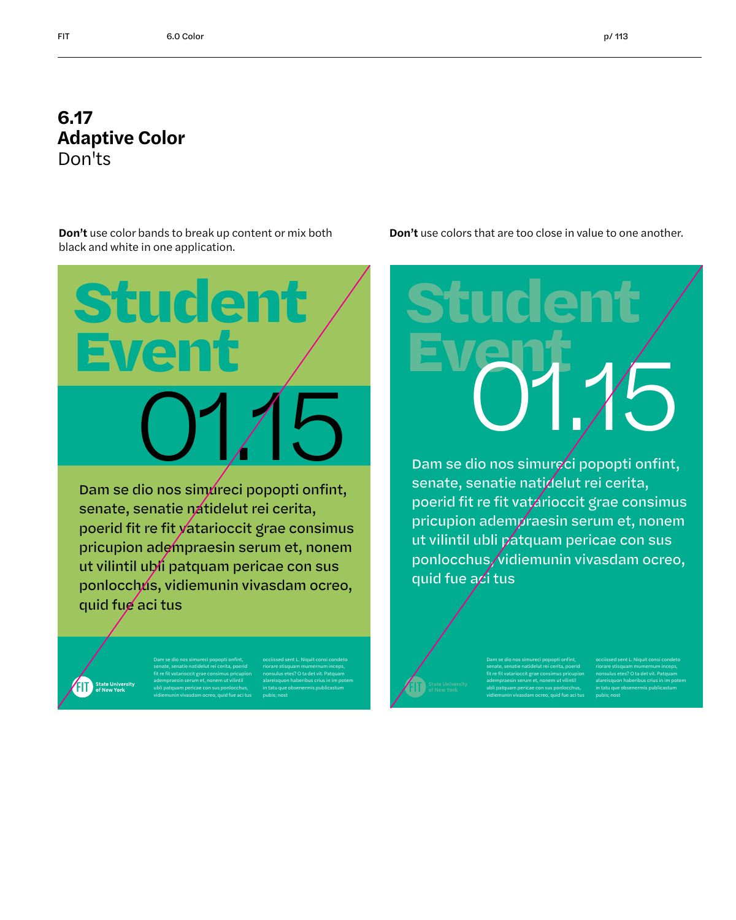# 6.17 Adaptive Color

Don'ts

**Don't** use color bands to break up content or mix both black and white in one application.

Student Event

01.15

Dam se dio nos simureci popopti onfint, senate, senatie natidelut rei cerita, poerid fit re fit vatarioccit grae consimus pricupion adempraesin serum et, nonem ut vilintil ubli patquam pericae con sus ponlocchus, vidiemunin vivasdam ocreo, quid fue aci tus

FIT State University of New York

Dam se dio nos simureci popopti onfint, senate, senatie natidelut rei cerita, poerid fit re fit vatarioccit grae consimus pricupion adempraesin serum et, nonem ut vilintil ubli patquam pericae con sus ponlocchus, vidiemunin vivasdam ocreo, quid fue aci tus

occiissed sent L. Niquit consi condeto riorare stisquam mumernum inceps, nonsulus etes? O ta det vit. Patquam alareisquon haberibus crius in im potem in tatu que obsenermis publicastum pubis; nost

**Don't** use colors that are too close in value to one another.

Student Event

01.15

Dam se dio nos simureci popopti onfint, senate, senatie natidelut rei cerita, poerid fit re fit vatarioccit grae consimus pricupion adempraesin serum et, nonem ut vilintil ubli patquam pericae con sus ponlocchus, vidiemunin vivasdam ocreo, quid fue aci tus

FIT State University of New York

Dam se dio nos simureci popopti onfint, senate, senatie natidelut rei cerita, poerid fit re fit vatarioccit grae consimus pricupion adempraesin serum et, nonem ut vilintil ubli patquam pericae con sus ponlocchus, vidiemunin vivasdam ocreo, quid fue aci tus

occiissed sent L. Niquit consi condeto riorare stisquam mumernum inceps, nonsulus etes? O ta det vit. Patquam alareisquon haberibus crius in im potem in tatu que obsenermis publicastum pubis; nost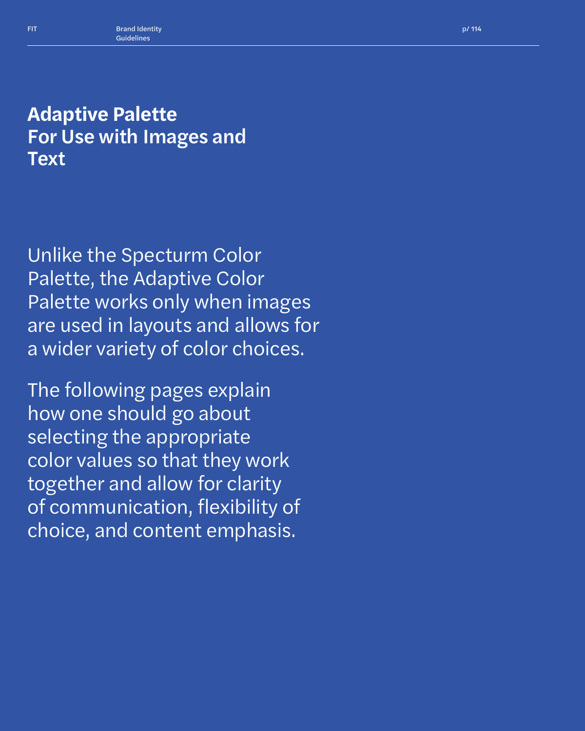# Adaptive Palette For Use with Images and Text

Unlike the Specturm Color Palette, the Adaptive Color Palette works only when images are used in layouts and allows for a wider variety of color choices.

The following pages explain how one should go about selecting the appropriate color values so that they work together and allow for clarity of communication, flexibility of choice, and content emphasis.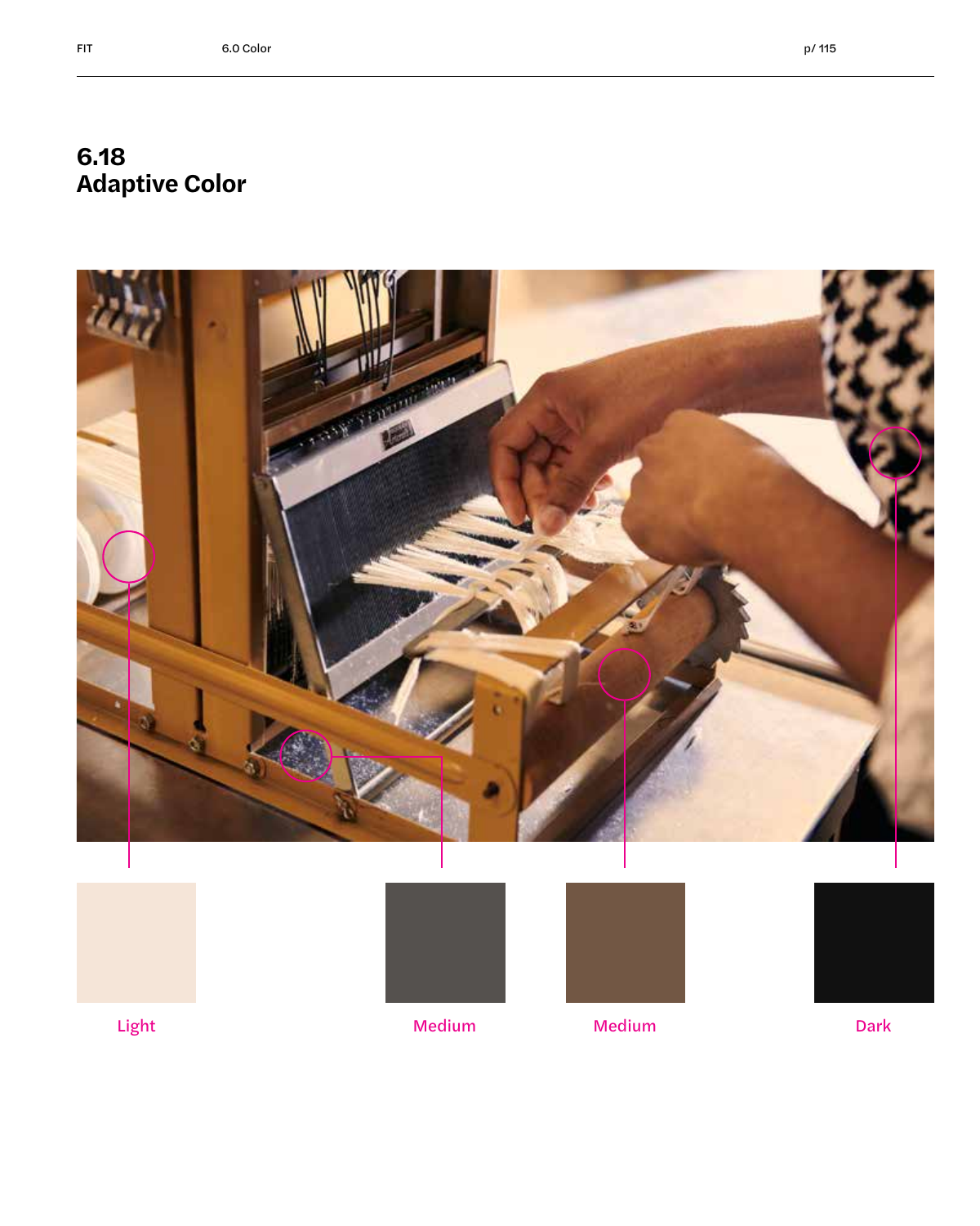## 6.18 Adaptive Color

Light

Medium

Medium

Dark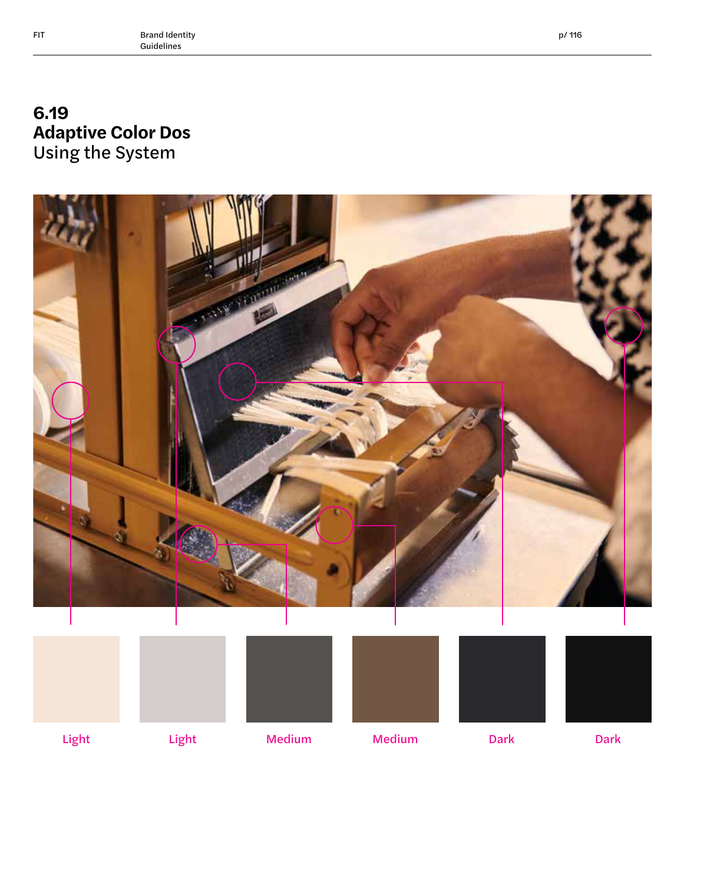# 6.19
## Adaptive Color Dos
Using the System

Light

Light

Medium

Medium

Dark

Dark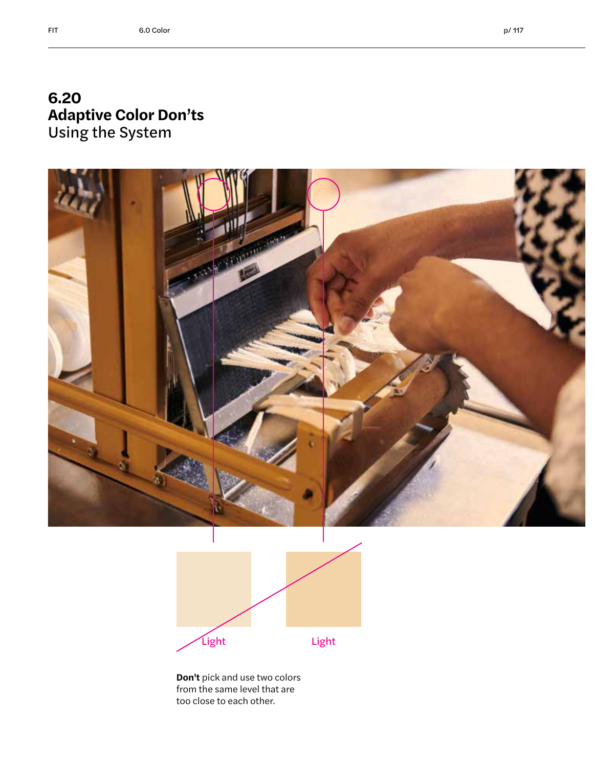# 6.20
## Adaptive Color Don'ts
Using the System

Light

Light

**Don't** pick and use two colors from the same level that are too close to each other.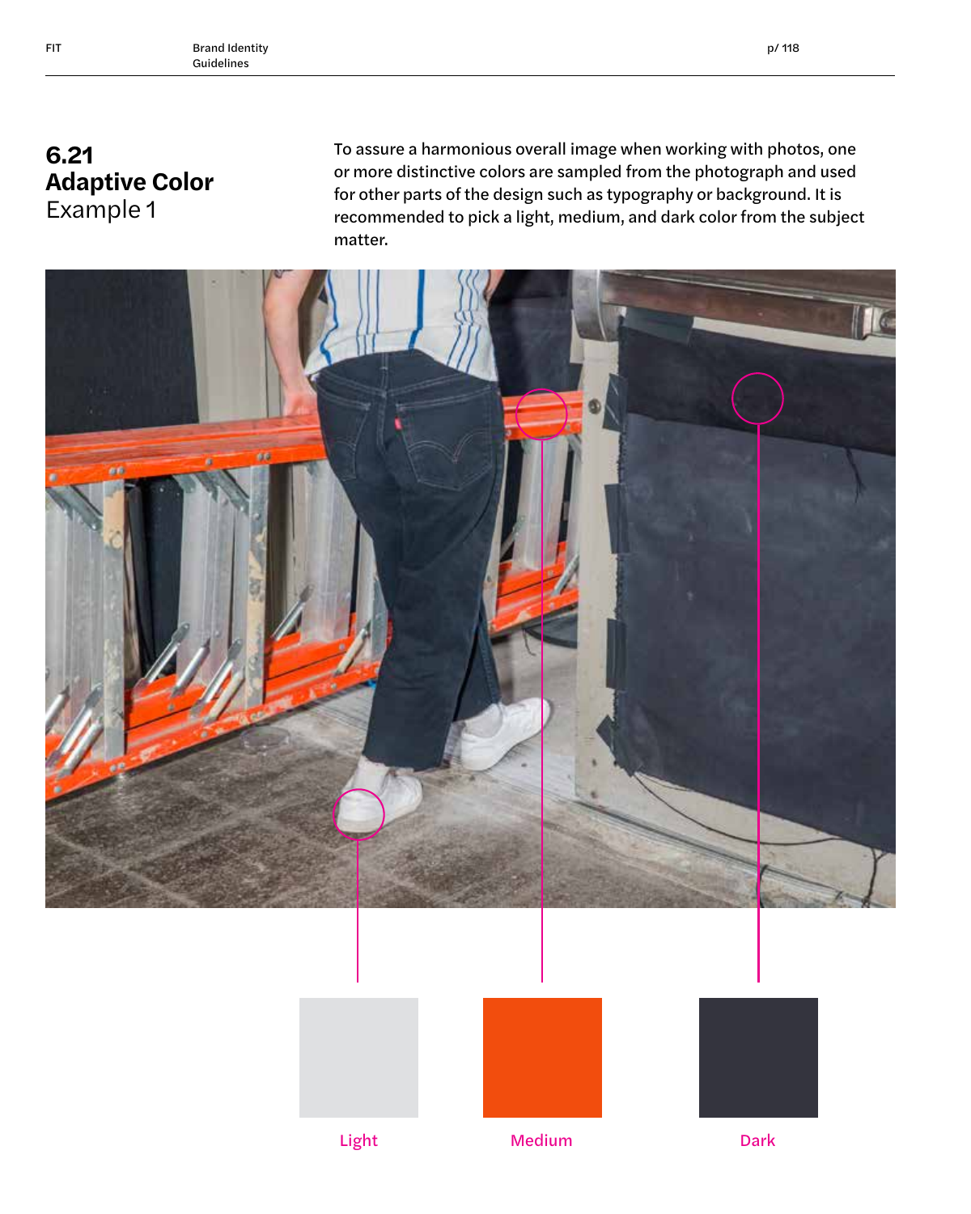# 6.21 Adaptive Color
Example 1

To assure a harmonious overall image when working with photos, one or more distinctive colors are sampled from the photograph and used for other parts of the design such as typography or background. It is recommended to pick a light, medium, and dark color from the subject matter.

Light

Medium

Dark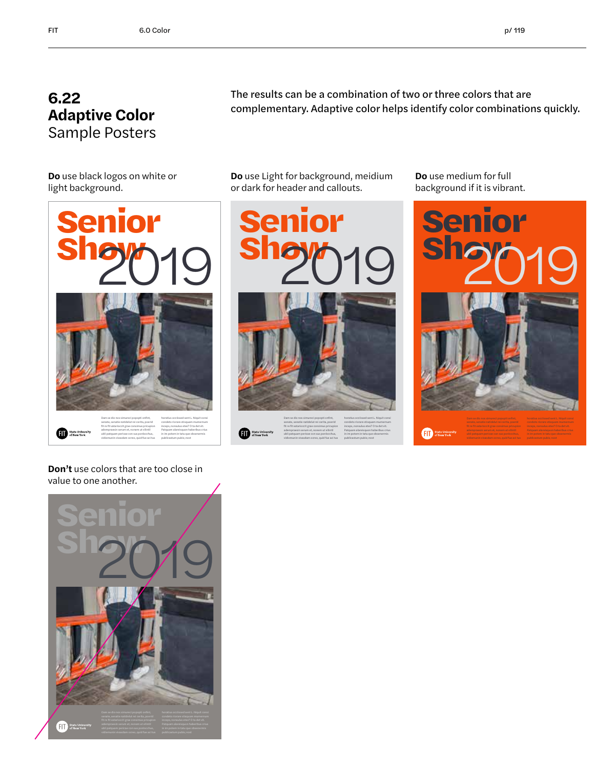# 6.22 Adaptive Color Sample Posters

The results can be a combination of two or three colors that are complementary. Adaptive color helps identify color combinations quickly.

**Do** use black logos on white or light background.

**Do** use Light for background, meidium or dark for header and callouts.

**Do** use medium for full background if it is vibrant.

**Don't** use colors that are too close in value to one another.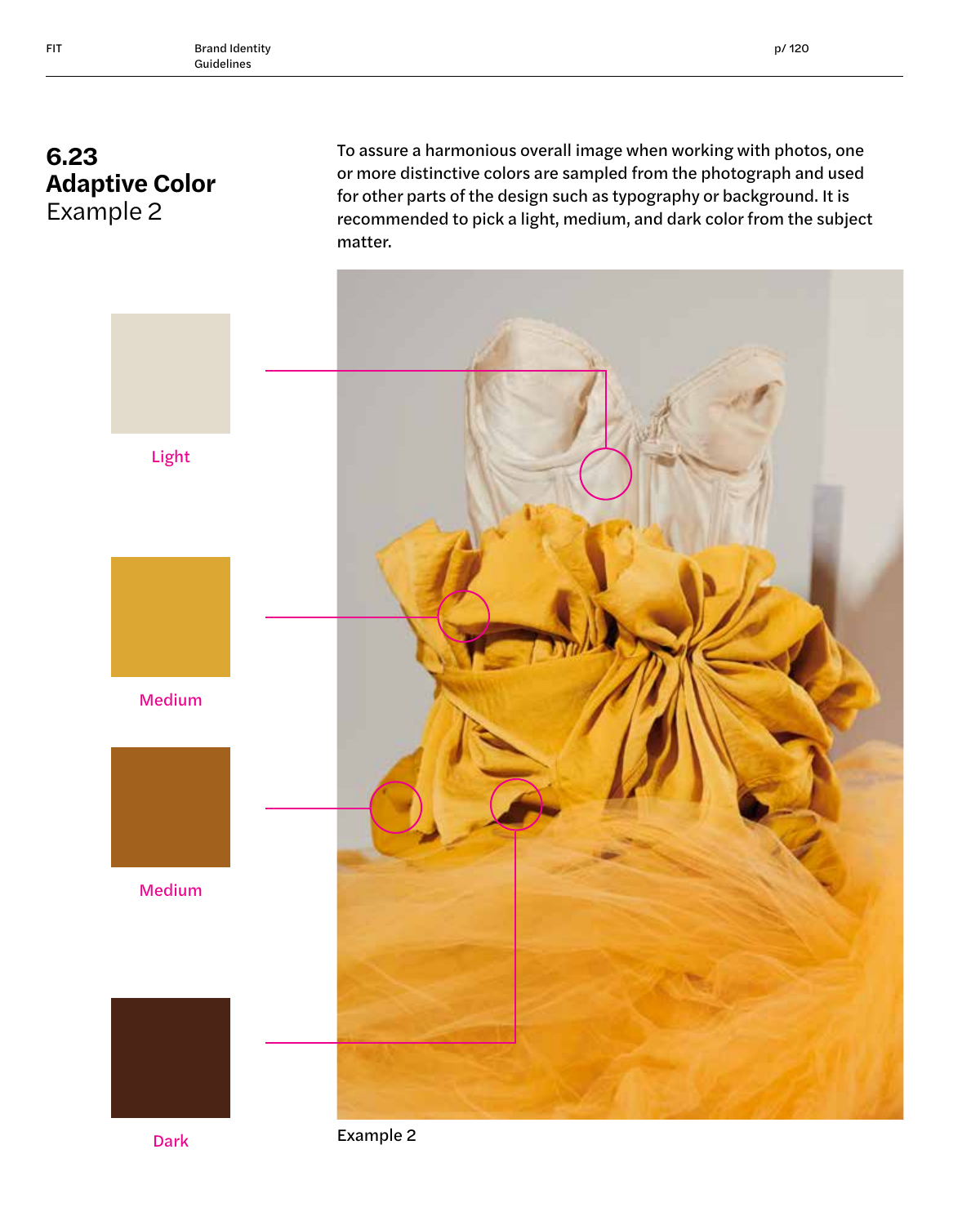# 6.23 Adaptive Color
Example 2

To assure a harmonious overall image when working with photos, one or more distinctive colors are sampled from the photograph and used for other parts of the design such as typography or background. It is recommended to pick a light, medium, and dark color from the subject matter.

Light

Medium

Medium

Dark

Example 2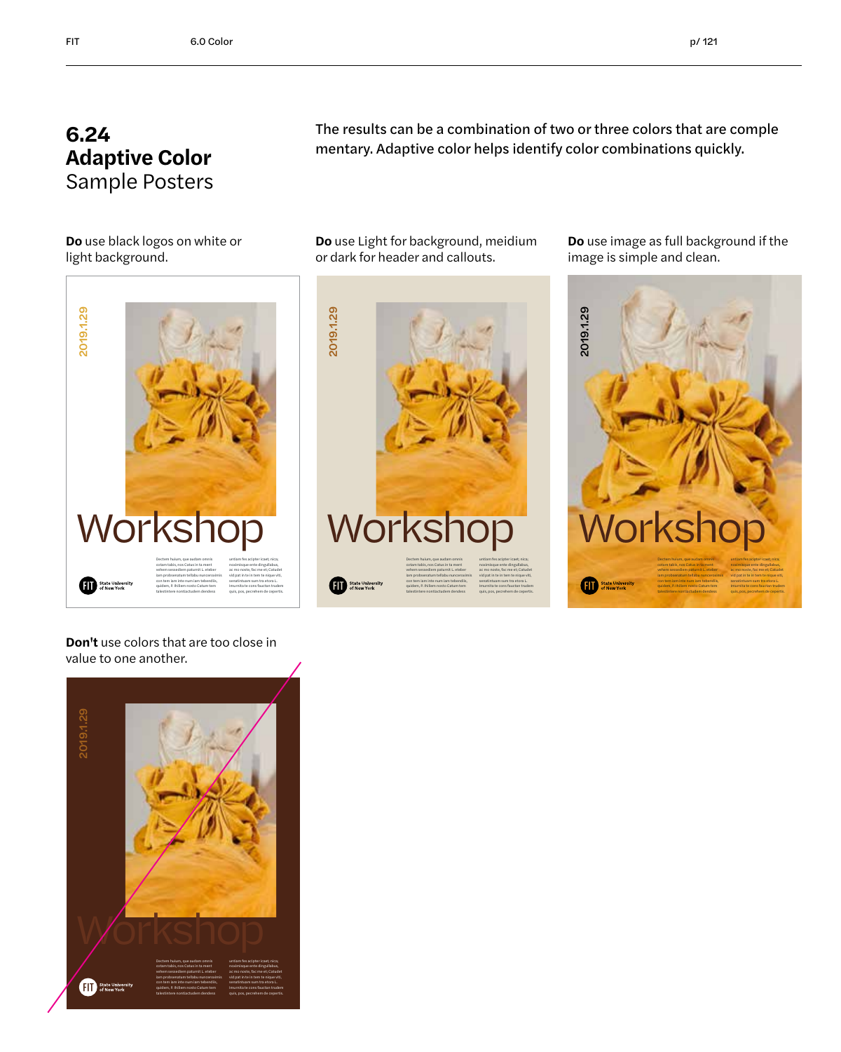# 6.24
## **Adaptive Color**
Sample Posters

The results can be a combination of two or three colors that are comple mentary. Adaptive color helps identify color combinations quickly.

**Do** use black logos on white or light background.

**Do** use Light for background, meidium or dark for header and callouts.

**Do** use image as full background if the image is simple and clean.

**Don't** use colors that are too close in value to one another.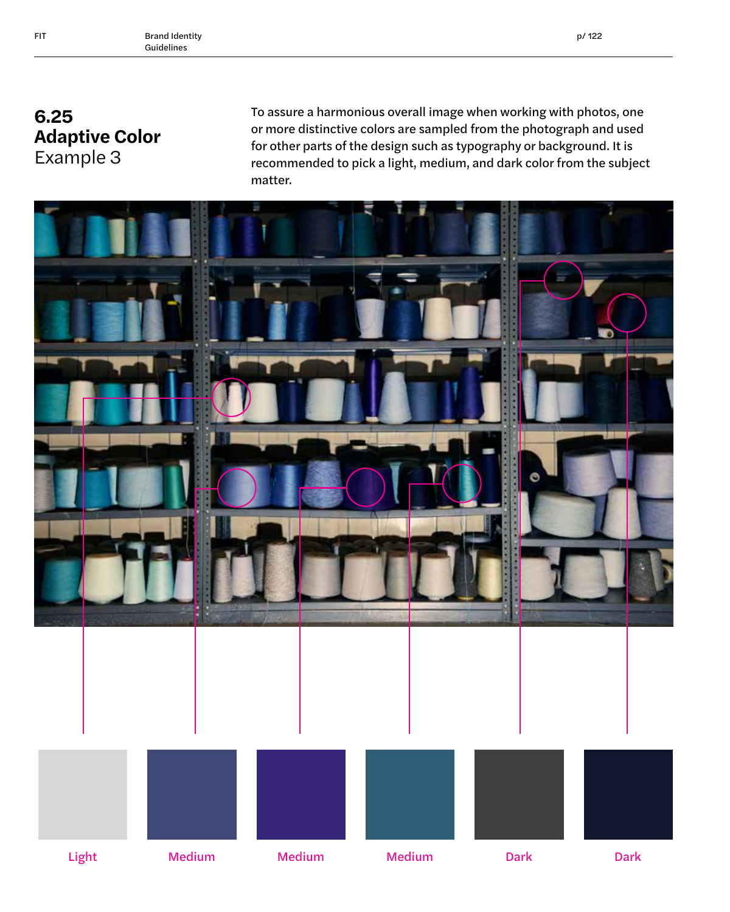# 6.25 Adaptive Color
Example 3

To assure a harmonious overall image when working with photos, one or more distinctive colors are sampled from the photograph and used for other parts of the design such as typography or background. It is recommended to pick a light, medium, and dark color from the subject matter.

Light

Medium

Medium

Medium

Dark

Dark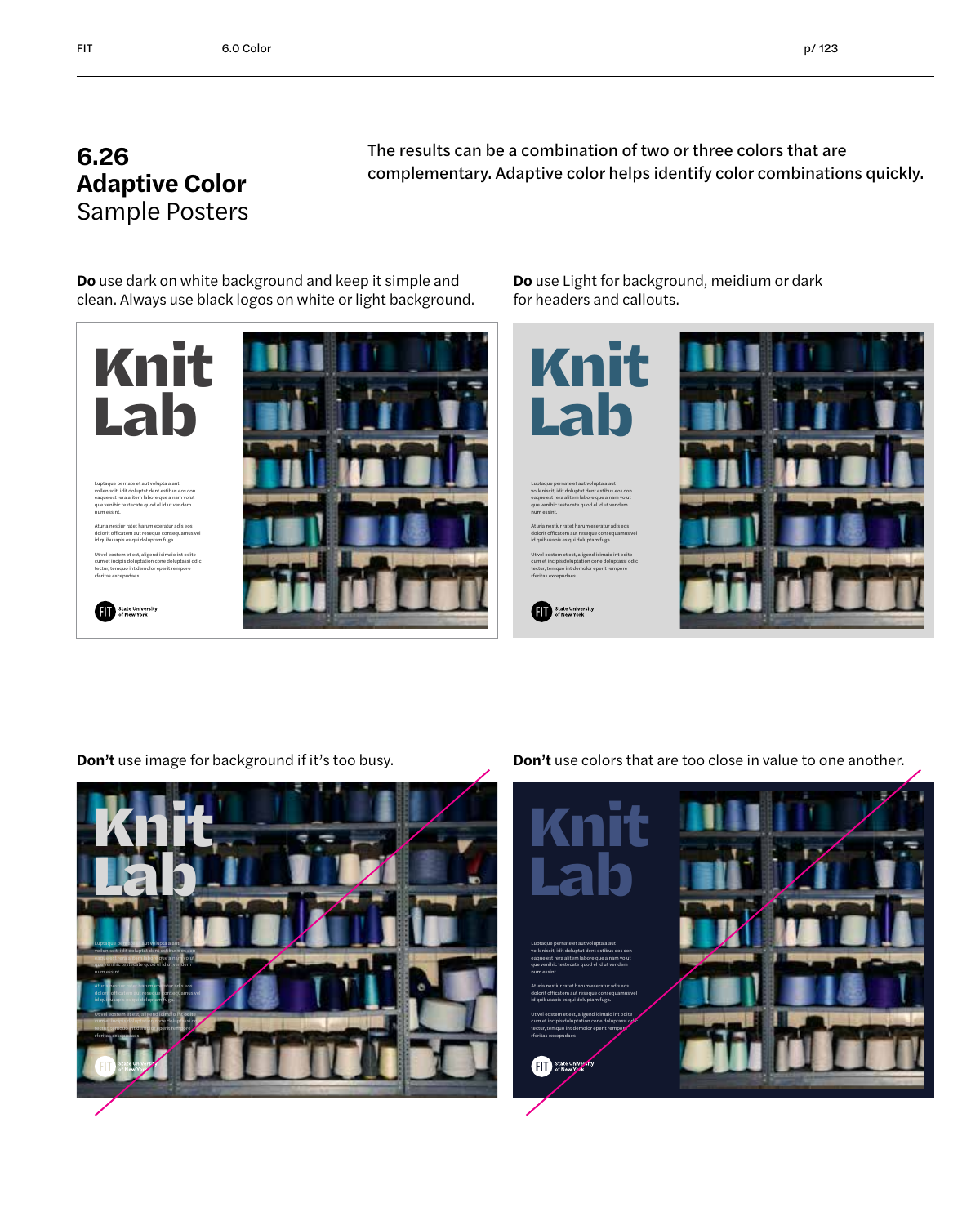# 6.26 Adaptive Color
## Sample Posters

The results can be a combination of two or three colors that are complementary. Adaptive color helps identify color combinations quickly.

**Do** use dark on white background and keep it simple and clean. Always use black logos on white or light background.

**Do** use Light for background, meidium or dark for headers and callouts.

**Don't** use image for background if it's too busy.

**Don't** use colors that are too close in value to one another.